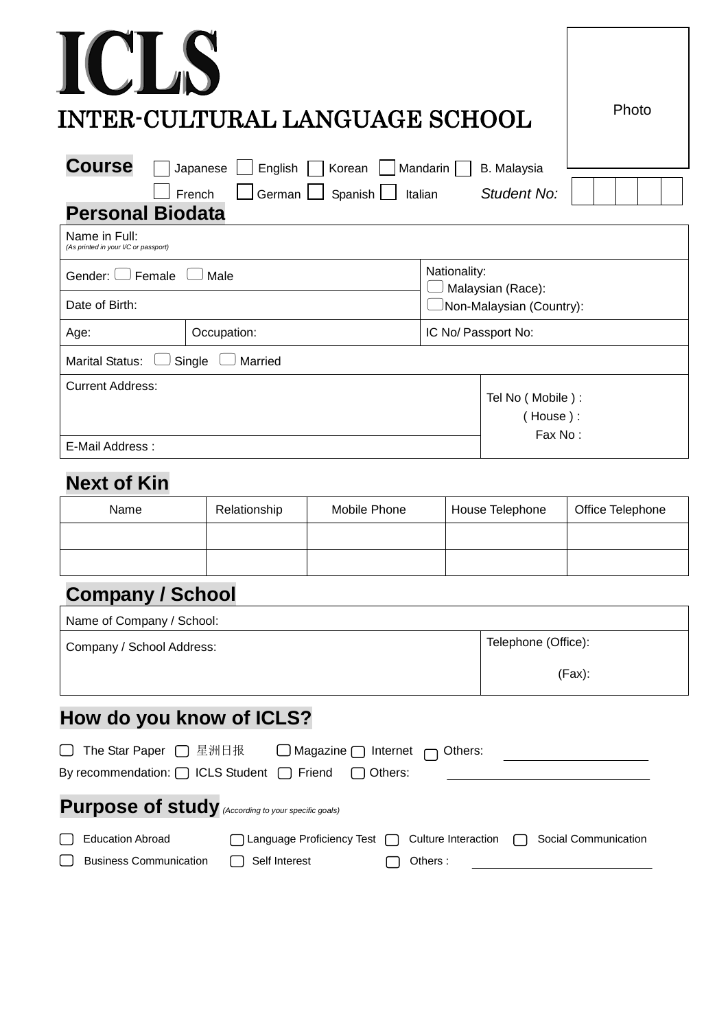# ICLS

# INTER-CULTURAL LANGUAGE SCHOOL

Photo

## Course

☐ Japanese ☐ English ☐ Korean ☐ Mandarin ☐ B. Malaysia

☐ French ☐ German ☐ Spanish ☐ Italian

*Student No:* | | | | | |

## Personal Biodata

| | | |
|---|---|---|
| Name in Full: *(As printed in your I/C or passport)* | | |
| Gender: ☐ Female ☐ Male | | Nationality: ☐ Malaysian (Race): ☐ Non-Malaysian (Country): |
| Date of Birth: | | |
| Age: | Occupation: | IC No/ Passport No: |
| Marital Status: ☐ Single ☐ Married | | |
| Current Address: | | Tel No ( Mobile ) : ( House ) : Fax No : |
| E-Mail Address : | | |

## Next of Kin

| Name | Relationship | Mobile Phone | House Telephone | Office Telephone |
|---|---|---|---|---|
| | | | | |
| | | | | |

## Company / School

| | |
|---|---|
| Name of Company / School: | |
| Company / School Address: | Telephone (Office): (Fax): |

## How do you know of ICLS?

☐ The Star Paper ☐ 星洲日报 ☐ Magazine ☐ Internet ☐ Others: ____________________

By recommendation: ☐ ICLS Student ☐ Friend ☐ Others: ____________________________

## Purpose of study *(According to your specific goals)*

☐ Education Abroad ☐ Language Proficiency Test ☐ Culture Interaction ☐ Social Communication

☐ Business Communication ☐ Self Interest ☐ Others : ____________________________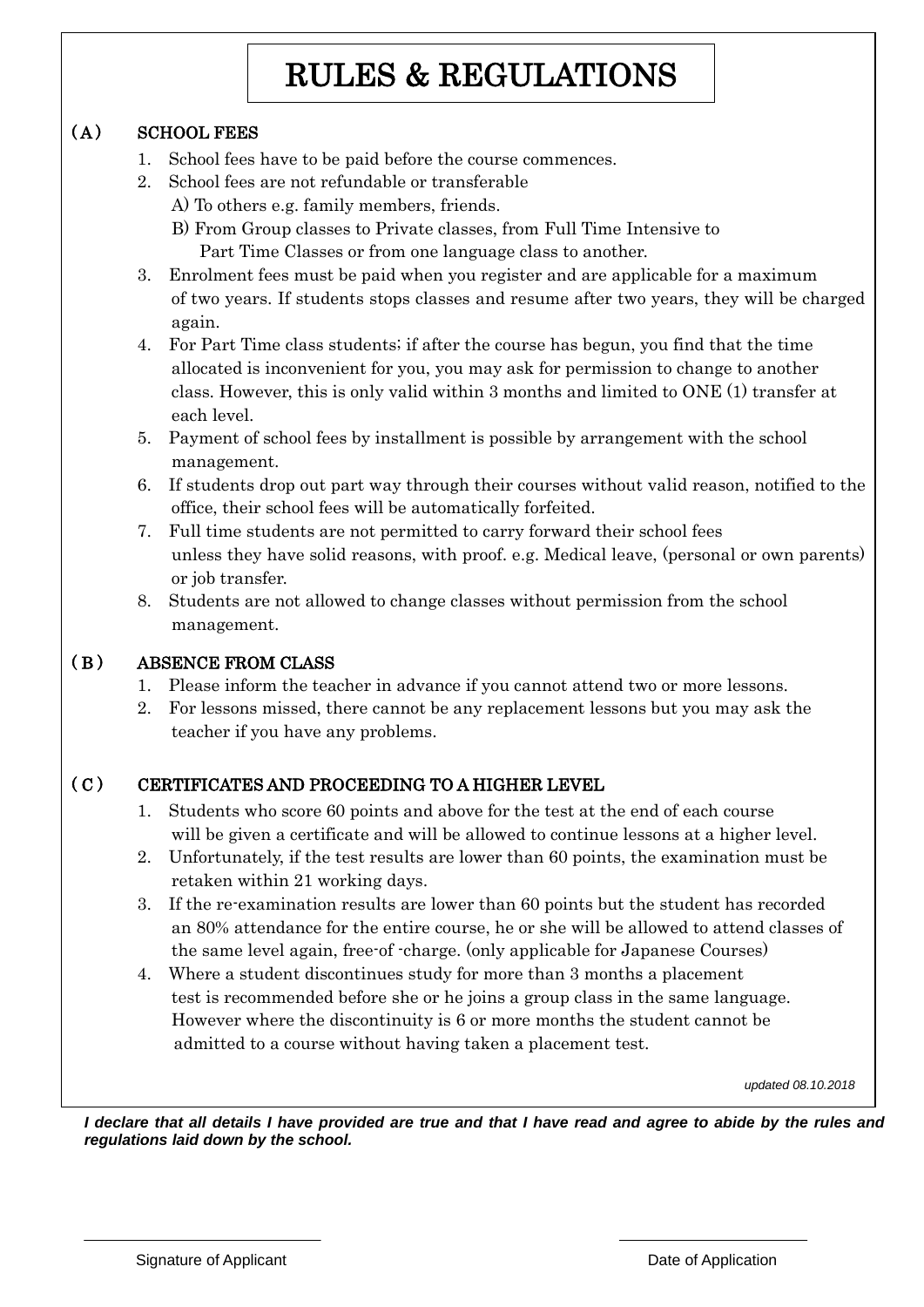# RULES & REGULATIONS

## (A) SCHOOL FEES

1. School fees have to be paid before the course commences.
2. School fees are not refundable or transferable
   A) To others e.g. family members, friends.
   B) From Group classes to Private classes, from Full Time Intensive to Part Time Classes or from one language class to another.
3. Enrolment fees must be paid when you register and are applicable for a maximum of two years. If students stops classes and resume after two years, they will be charged again.
4. For Part Time class students; if after the course has begun, you find that the time allocated is inconvenient for you, you may ask for permission to change to another class. However, this is only valid within 3 months and limited to ONE (1) transfer at each level.
5. Payment of school fees by installment is possible by arrangement with the school management.
6. If students drop out part way through their courses without valid reason, notified to the office, their school fees will be automatically forfeited.
7. Full time students are not permitted to carry forward their school fees unless they have solid reasons, with proof. e.g. Medical leave, (personal or own parents) or job transfer.
8. Students are not allowed to change classes without permission from the school management.

## (B) ABSENCE FROM CLASS

1. Please inform the teacher in advance if you cannot attend two or more lessons.
2. For lessons missed, there cannot be any replacement lessons but you may ask the teacher if you have any problems.

## (C) CERTIFICATES AND PROCEEDING TO A HIGHER LEVEL

1. Students who score 60 points and above for the test at the end of each course will be given a certificate and will be allowed to continue lessons at a higher level.
2. Unfortunately, if the test results are lower than 60 points, the examination must be retaken within 21 working days.
3. If the re-examination results are lower than 60 points but the student has recorded an 80% attendance for the entire course, he or she will be allowed to attend classes of the same level again, free-of -charge. (only applicable for Japanese Courses)
4. Where a student discontinues study for more than 3 months a placement test is recommended before she or he joins a group class in the same language. However where the discontinuity is 6 or more months the student cannot be admitted to a course without having taken a placement test.

*updated 08.10.2018*

***I declare that all details I have provided are true and that I have read and agree to abide by the rules and regulations laid down by the school.***

Signature of Applicant

Date of Application